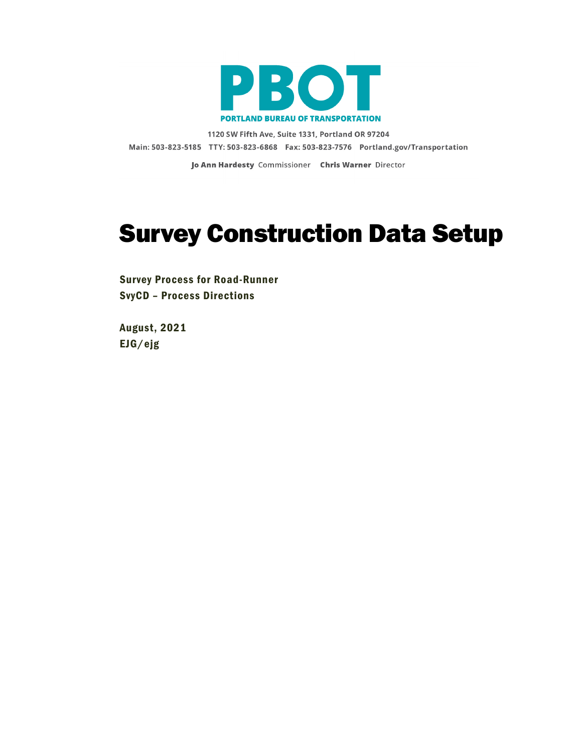# PBOT

**PORTLAND BUREAU OF TRANSPORTATION**

**1120 SW Fifth Ave, Suite 1331, Portland OR 97204**

**Main: 503-823-5185 TTY: 503-823-6868 Fax: 503-823-7576 Portland.gov/Transportation**

**Jo Ann Hardesty** Commissioner **Chris Warner** Director

# Survey Construction Data Setup

**Survey Process for Road-Runner**
**SvyCD – Process Directions**

**August, 2021**
**EJG/ejg**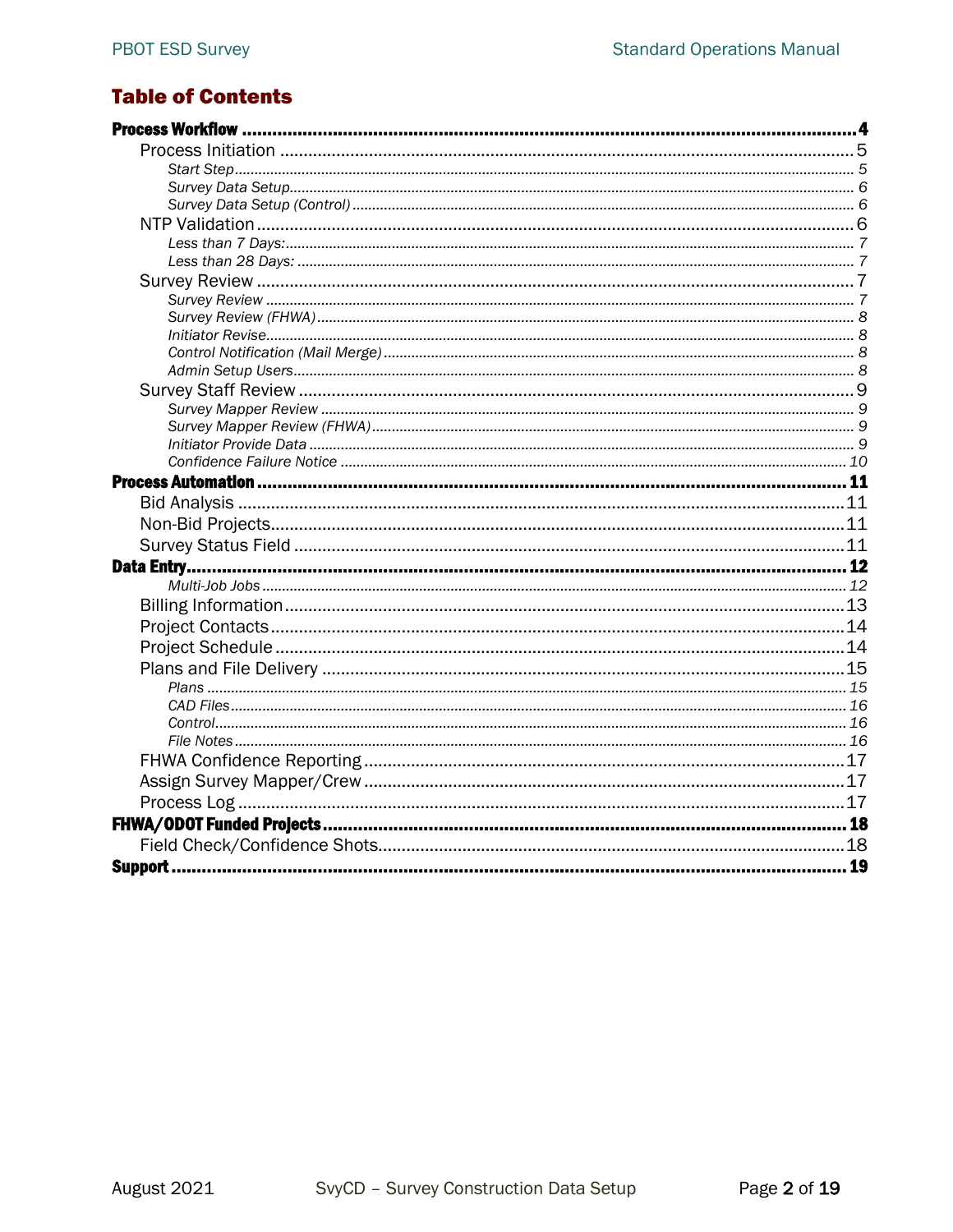# Table of Contents

**Process Workflow** ........ **4**

- Process Initiation ........ 5
    - *Start Step* ........ *5*
    - *Survey Data Setup* ........ *6*
    - *Survey Data Setup (Control)* ........ *6*
- NTP Validation ........ 6
    - *Less than 7 Days:* ........ *7*
    - *Less than 28 Days:* ........ *7*
- Survey Review ........ 7
    - *Survey Review* ........ *7*
    - *Survey Review (FHWA)* ........ *8*
    - *Initiator Revise* ........ *8*
    - *Control Notification (Mail Merge)* ........ *8*
    - *Admin Setup Users* ........ *8*
- Survey Staff Review ........ 9
    - *Survey Mapper Review* ........ *9*
    - *Survey Mapper Review (FHWA)* ........ *9*
    - *Initiator Provide Data* ........ *9*
    - *Confidence Failure Notice* ........ *10*

**Process Automation** ........ **11**

- Bid Analysis ........ 11
- Non-Bid Projects ........ 11
- Survey Status Field ........ 11

**Data Entry** ........ **12**

- *Multi-Job Jobs* ........ *12*
- Billing Information ........ 13
- Project Contacts ........ 14
- Project Schedule ........ 14
- Plans and File Delivery ........ 15
    - *Plans* ........ *15*
    - *CAD Files* ........ *16*
    - *Control* ........ *16*
    - *File Notes* ........ *16*
- FHWA Confidence Reporting ........ 17
- Assign Survey Mapper/Crew ........ 17
- Process Log ........ 17

**FHWA/ODOT Funded Projects** ........ **18**

- Field Check/Confidence Shots ........ 18

**Support** ........ **19**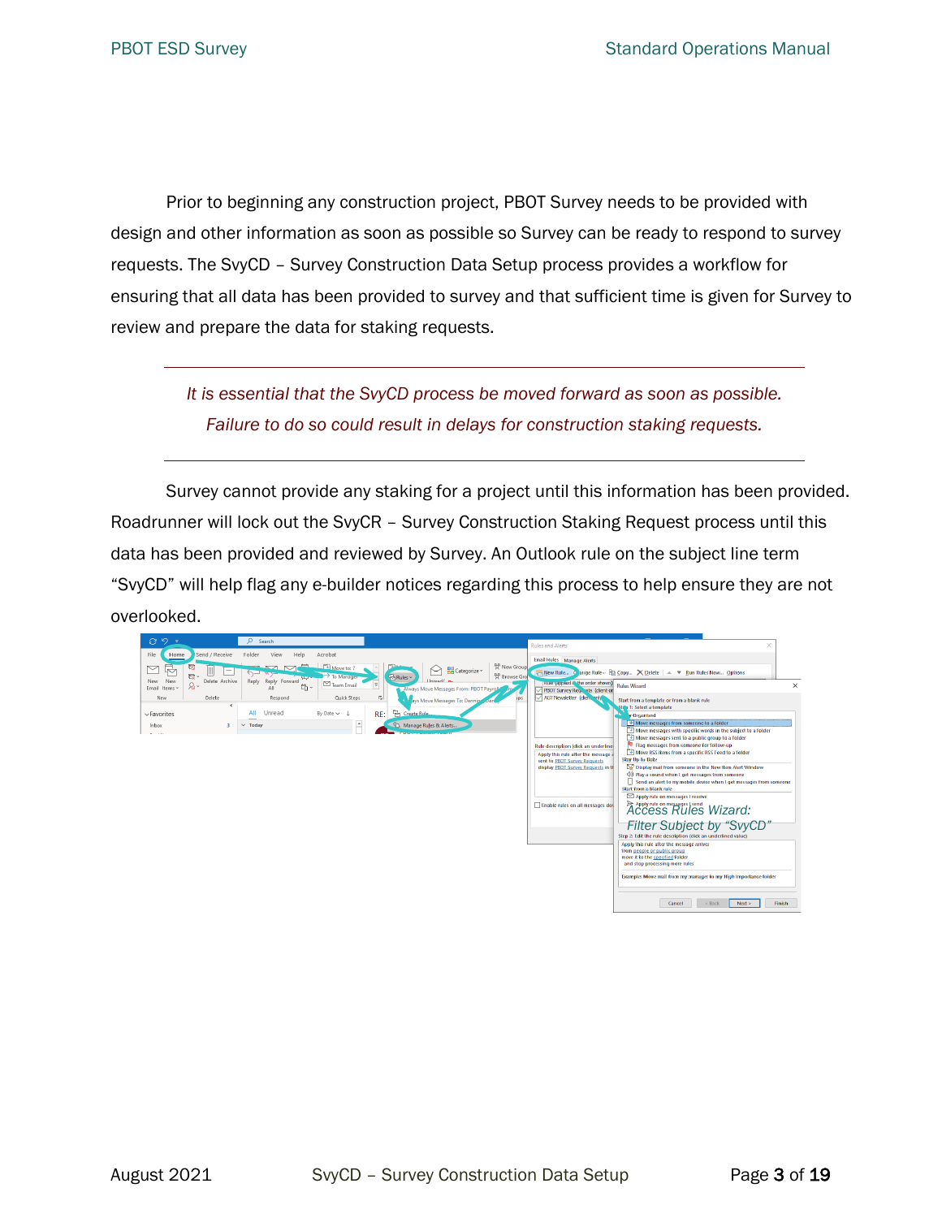Prior to beginning any construction project, PBOT Survey needs to be provided with design and other information as soon as possible so Survey can be ready to respond to survey requests. The SvyCD – Survey Construction Data Setup process provides a workflow for ensuring that all data has been provided to survey and that sufficient time is given for Survey to review and prepare the data for staking requests.

---

*It is essential that the SvyCD process be moved forward as soon as possible.*

*Failure to do so could result in delays for construction staking requests.*

---

Survey cannot provide any staking for a project until this information has been provided. Roadrunner will lock out the SvyCR – Survey Construction Staking Request process until this data has been provided and reviewed by Survey. An Outlook rule on the subject line term "SvyCD" will help flag any e-builder notices regarding this process to help ensure they are not overlooked.

*Access Rules Wizard: Filter Subject by "SvyCD"*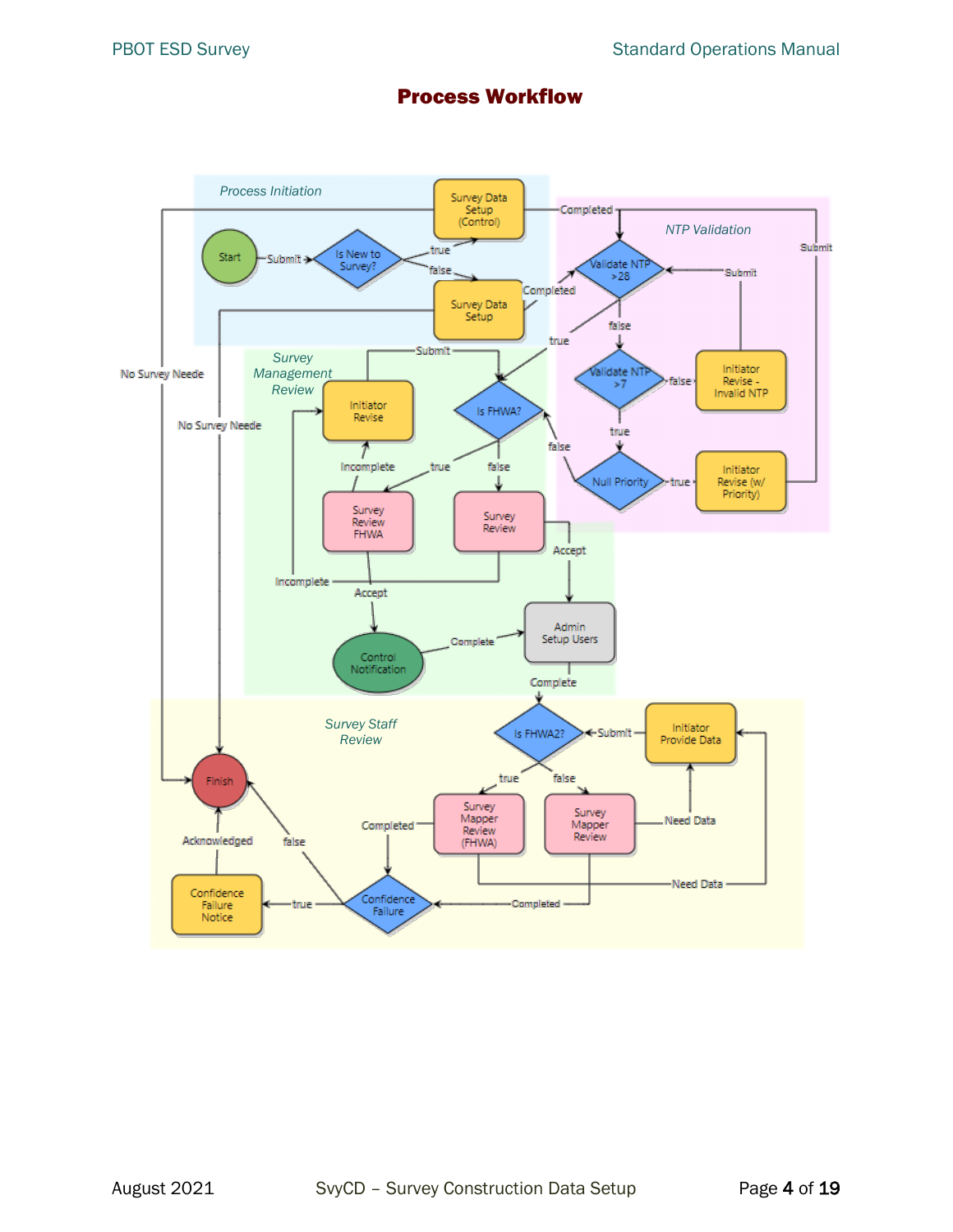# Process Workflow

*Process Initiation*

Start → Submit → Is New to Survey?

- true → Survey Data Setup (Control)
- false → Survey Data Setup

No Survey Neede

*NTP Validation*

Completed → Validate NTP >28

- true → Is FHWA?
- false → Validate NTP >7
  - false → Initiator Revise - Invalid NTP → Submit
  - true → Null Priority
    - true → Initiator Revise (w/ Priority) → Submit
    - false → Is FHWA?

*Survey Management Review*

Is FHWA?

- true → Survey Review FHWA
- false → Survey Review

Incomplete → Initiator Revise → Submit

Accept → Control Notification → Complete → Admin Setup Users

Accept → Admin Setup Users → Complete → Is FHWA2?

*Survey Staff Review*

Is FHWA2?

- true → Survey Mapper Review (FHWA)
- false → Survey Mapper Review

Need Data → Initiator Provide Data → Submit

Completed → Confidence Failure

- true → Confidence Failure Notice → Acknowledged → Finish
- false → Finish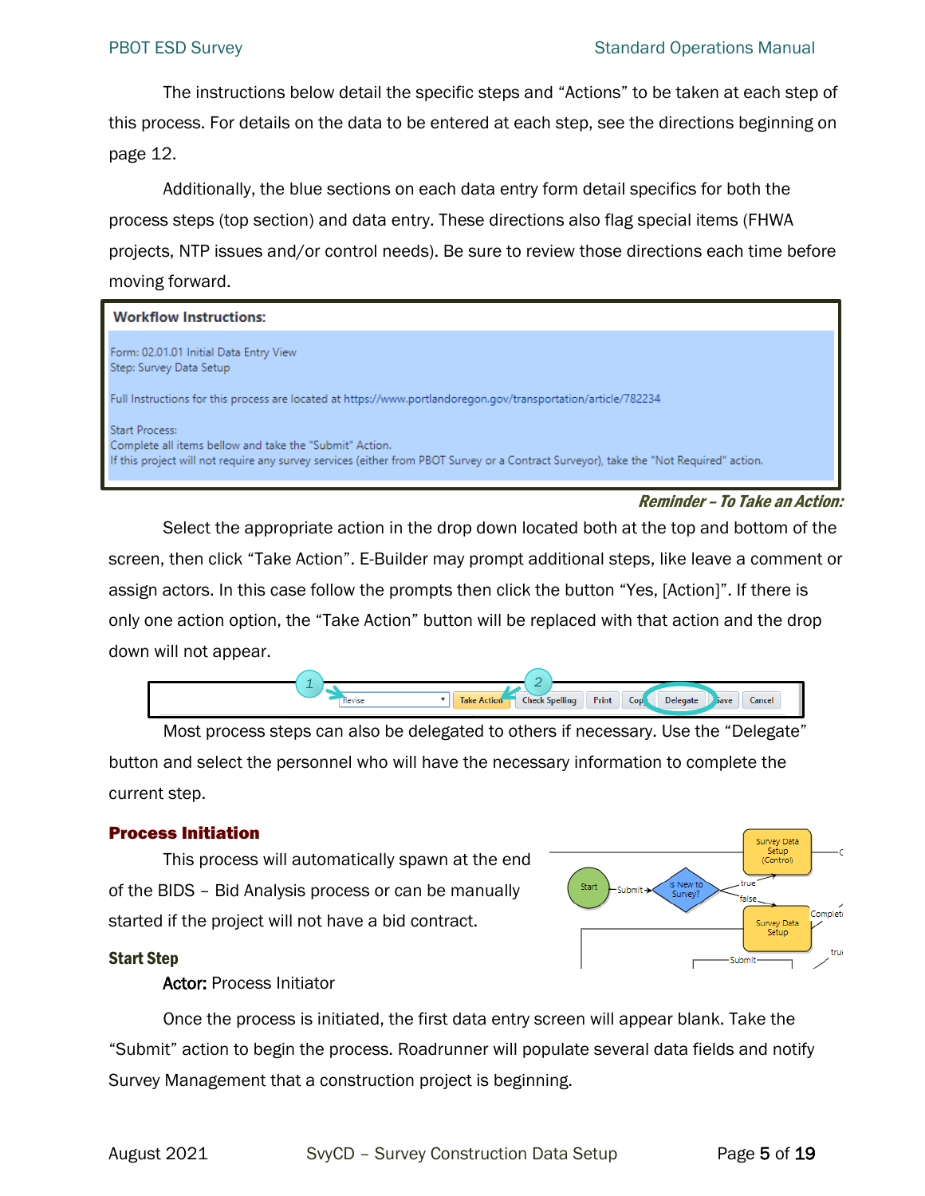The instructions below detail the specific steps and "Actions" to be taken at each step of this process. For details on the data to be entered at each step, see the directions beginning on page 12.

Additionally, the blue sections on each data entry form detail specifics for both the process steps (top section) and data entry. These directions also flag special items (FHWA projects, NTP issues and/or control needs). Be sure to review those directions each time before moving forward.

**Workflow Instructions:**

Form: 02.01.01 Initial Data Entry View
Step: Survey Data Setup

Full Instructions for this process are located at https://www.portlandoregon.gov/transportation/article/782234

Start Process:
Complete all items bellow and take the "Submit" Action.
If this project will not require any survey services (either from PBOT Survey or a Contract Surveyor), take the "Not Required" action.

***Reminder – To Take an Action:***

Select the appropriate action in the drop down located both at the top and bottom of the screen, then click "Take Action". E-Builder may prompt additional steps, like leave a comment or assign actors. In this case follow the prompts then click the button "Yes, [Action]". If there is only one action option, the "Take Action" button will be replaced with that action and the drop down will not appear.

Most process steps can also be delegated to others if necessary. Use the "Delegate" button and select the personnel who will have the necessary information to complete the current step.

## Process Initiation

This process will automatically spawn at the end of the BIDS – Bid Analysis process or can be manually started if the project will not have a bid contract.

### Start Step

**Actor:** Process Initiator

Once the process is initiated, the first data entry screen will appear blank. Take the "Submit" action to begin the process. Roadrunner will populate several data fields and notify Survey Management that a construction project is beginning.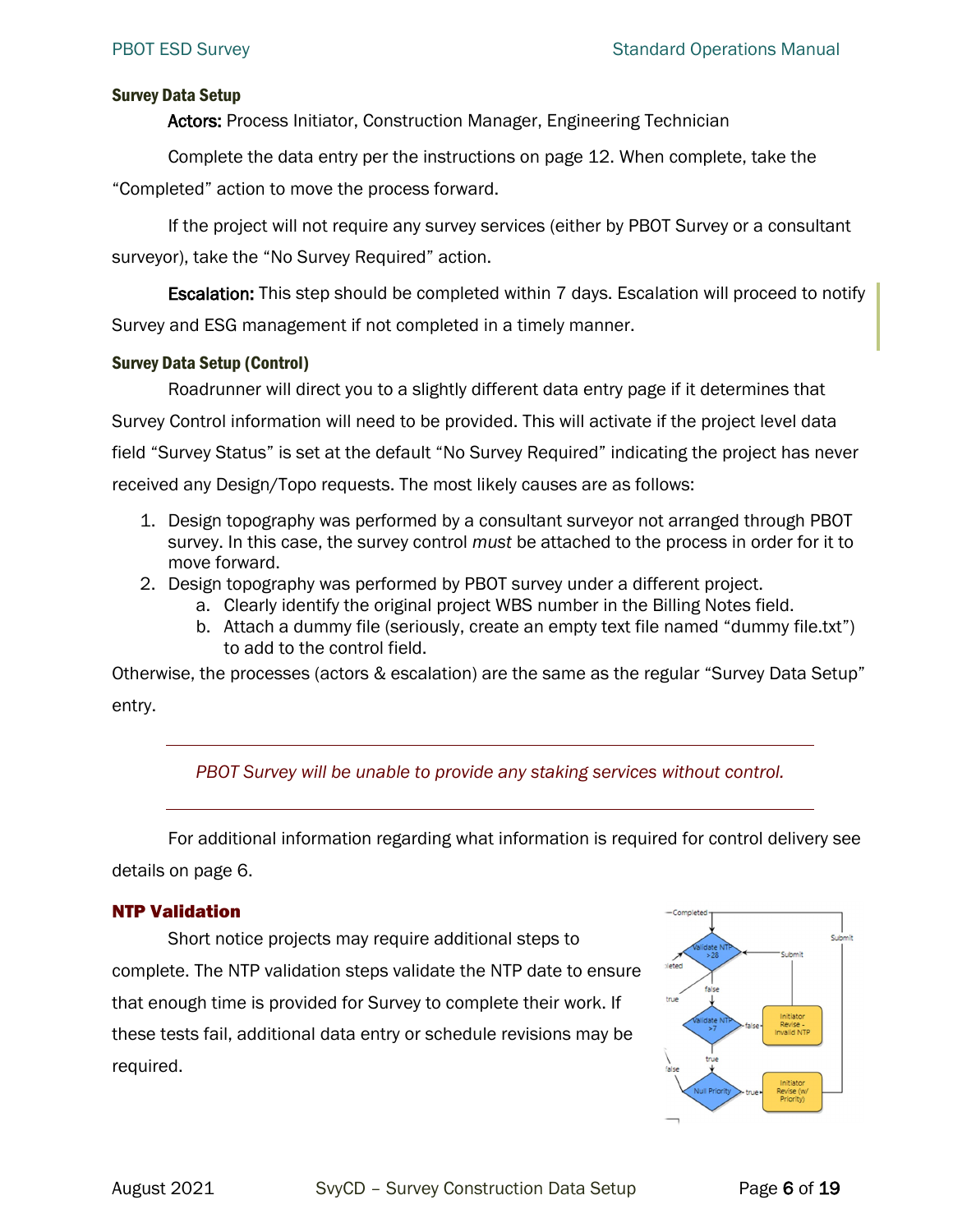### Survey Data Setup

**Actors:** Process Initiator, Construction Manager, Engineering Technician

Complete the data entry per the instructions on page 12. When complete, take the "Completed" action to move the process forward.

If the project will not require any survey services (either by PBOT Survey or a consultant surveyor), take the "No Survey Required" action.

**Escalation:** This step should be completed within 7 days. Escalation will proceed to notify Survey and ESG management if not completed in a timely manner.

### Survey Data Setup (Control)

Roadrunner will direct you to a slightly different data entry page if it determines that Survey Control information will need to be provided. This will activate if the project level data field "Survey Status" is set at the default "No Survey Required" indicating the project has never received any Design/Topo requests. The most likely causes are as follows:

1. Design topography was performed by a consultant surveyor not arranged through PBOT survey. In this case, the survey control *must* be attached to the process in order for it to move forward.
2. Design topography was performed by PBOT survey under a different project.
   a. Clearly identify the original project WBS number in the Billing Notes field.
   b. Attach a dummy file (seriously, create an empty text file named "dummy file.txt") to add to the control field.

Otherwise, the processes (actors & escalation) are the same as the regular "Survey Data Setup" entry.

---

*PBOT Survey will be unable to provide any staking services without control.*

---

For additional information regarding what information is required for control delivery see details on page 6.

## NTP Validation

Short notice projects may require additional steps to complete. The NTP validation steps validate the NTP date to ensure that enough time is provided for Survey to complete their work. If these tests fail, additional data entry or schedule revisions may be required.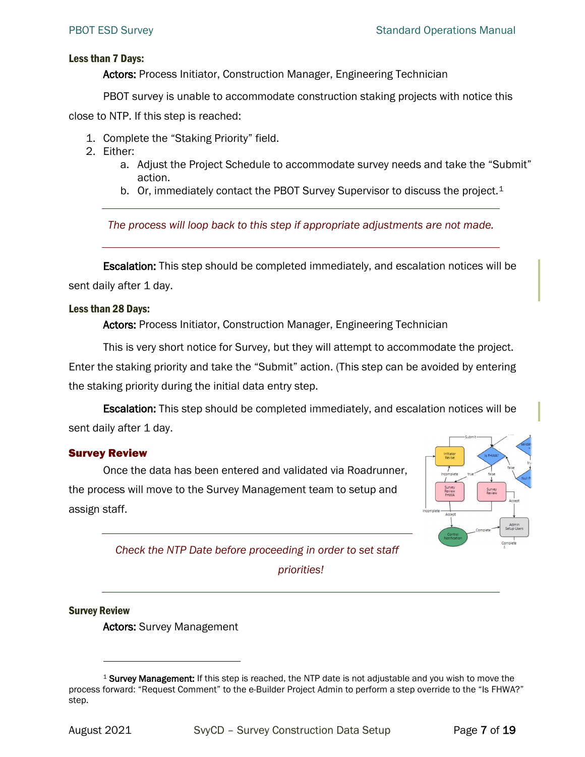#### Less than 7 Days:

**Actors:** Process Initiator, Construction Manager, Engineering Technician

PBOT survey is unable to accommodate construction staking projects with notice this close to NTP. If this step is reached:

1. Complete the "Staking Priority" field.
2. Either:
   a. Adjust the Project Schedule to accommodate survey needs and take the "Submit" action.
   b. Or, immediately contact the PBOT Survey Supervisor to discuss the project.[1]

---

*The process will loop back to this step if appropriate adjustments are not made.*

---

**Escalation:** This step should be completed immediately, and escalation notices will be sent daily after 1 day.

#### Less than 28 Days:

**Actors:** Process Initiator, Construction Manager, Engineering Technician

This is very short notice for Survey, but they will attempt to accommodate the project. Enter the staking priority and take the "Submit" action. (This step can be avoided by entering the staking priority during the initial data entry step.

**Escalation:** This step should be completed immediately, and escalation notices will be sent daily after 1 day.

### Survey Review

Once the data has been entered and validated via Roadrunner, the process will move to the Survey Management team to setup and assign staff.

---

*Check the NTP Date before proceeding in order to set staff priorities!*

---

#### Survey Review

**Actors:** Survey Management

---

[1] **Survey Management:** If this step is reached, the NTP date is not adjustable and you wish to move the process forward: "Request Comment" to the e-Builder Project Admin to perform a step override to the "Is FHWA?" step.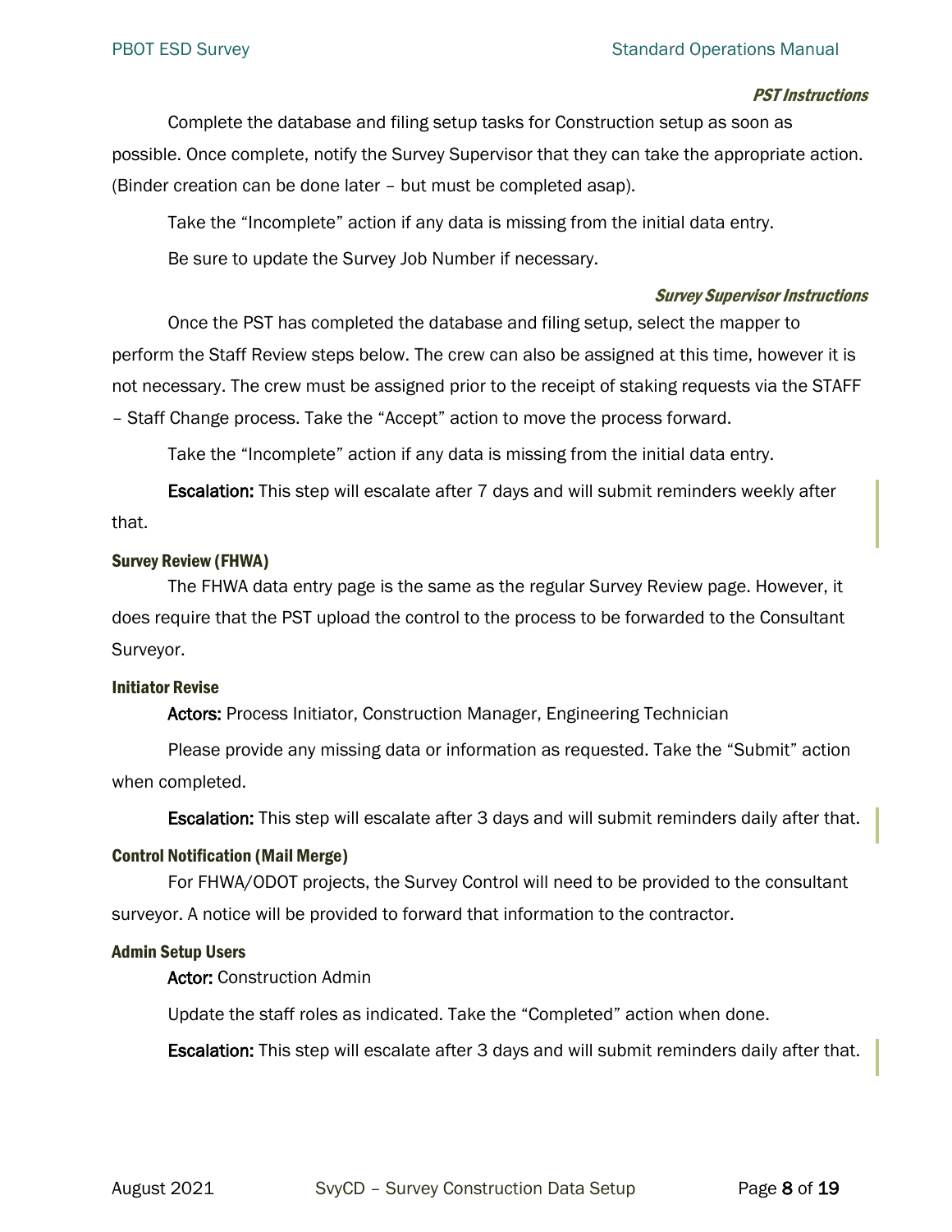#### *PST Instructions*

Complete the database and filing setup tasks for Construction setup as soon as possible. Once complete, notify the Survey Supervisor that they can take the appropriate action. (Binder creation can be done later – but must be completed asap).

Take the “Incomplete” action if any data is missing from the initial data entry.

Be sure to update the Survey Job Number if necessary.

#### *Survey Supervisor Instructions*

Once the PST has completed the database and filing setup, select the mapper to perform the Staff Review steps below. The crew can also be assigned at this time, however it is not necessary. The crew must be assigned prior to the receipt of staking requests via the STAFF – Staff Change process. Take the “Accept” action to move the process forward.

Take the “Incomplete” action if any data is missing from the initial data entry.

**Escalation:** This step will escalate after 7 days and will submit reminders weekly after that.

### Survey Review (FHWA)

The FHWA data entry page is the same as the regular Survey Review page. However, it does require that the PST upload the control to the process to be forwarded to the Consultant Surveyor.

### Initiator Revise

**Actors:** Process Initiator, Construction Manager, Engineering Technician

Please provide any missing data or information as requested. Take the “Submit” action when completed.

**Escalation:** This step will escalate after 3 days and will submit reminders daily after that.

### Control Notification (Mail Merge)

For FHWA/ODOT projects, the Survey Control will need to be provided to the consultant surveyor. A notice will be provided to forward that information to the contractor.

### Admin Setup Users

**Actor:** Construction Admin

Update the staff roles as indicated. Take the “Completed” action when done.

**Escalation:** This step will escalate after 3 days and will submit reminders daily after that.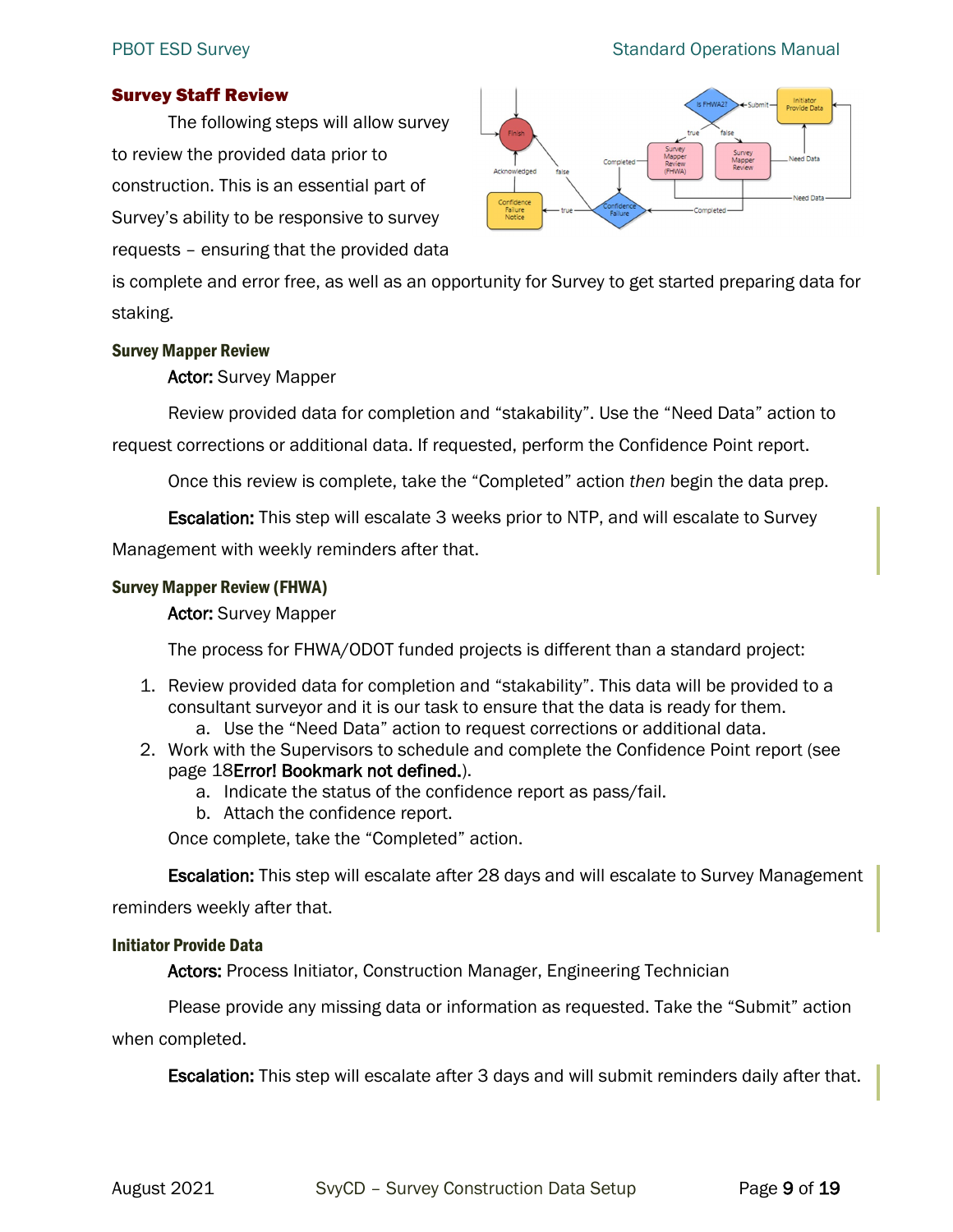## Survey Staff Review

The following steps will allow survey to review the provided data prior to construction. This is an essential part of Survey's ability to be responsive to survey requests – ensuring that the provided data is complete and error free, as well as an opportunity for Survey to get started preparing data for staking.

### Survey Mapper Review

**Actor:** Survey Mapper

Review provided data for completion and "stakability". Use the "Need Data" action to request corrections or additional data. If requested, perform the Confidence Point report.

Once this review is complete, take the "Completed" action *then* begin the data prep.

**Escalation:** This step will escalate 3 weeks prior to NTP, and will escalate to Survey Management with weekly reminders after that.

### Survey Mapper Review (FHWA)

**Actor:** Survey Mapper

The process for FHWA/ODOT funded projects is different than a standard project:

1. Review provided data for completion and "stakability". This data will be provided to a consultant surveyor and it is our task to ensure that the data is ready for them.
    a. Use the "Need Data" action to request corrections or additional data.
2. Work with the Supervisors to schedule and complete the Confidence Point report (see page 18**Error! Bookmark not defined.**).
    a. Indicate the status of the confidence report as pass/fail.
    b. Attach the confidence report.

Once complete, take the "Completed" action.

**Escalation:** This step will escalate after 28 days and will escalate to Survey Management reminders weekly after that.

### Initiator Provide Data

**Actors:** Process Initiator, Construction Manager, Engineering Technician

Please provide any missing data or information as requested. Take the "Submit" action when completed.

**Escalation:** This step will escalate after 3 days and will submit reminders daily after that.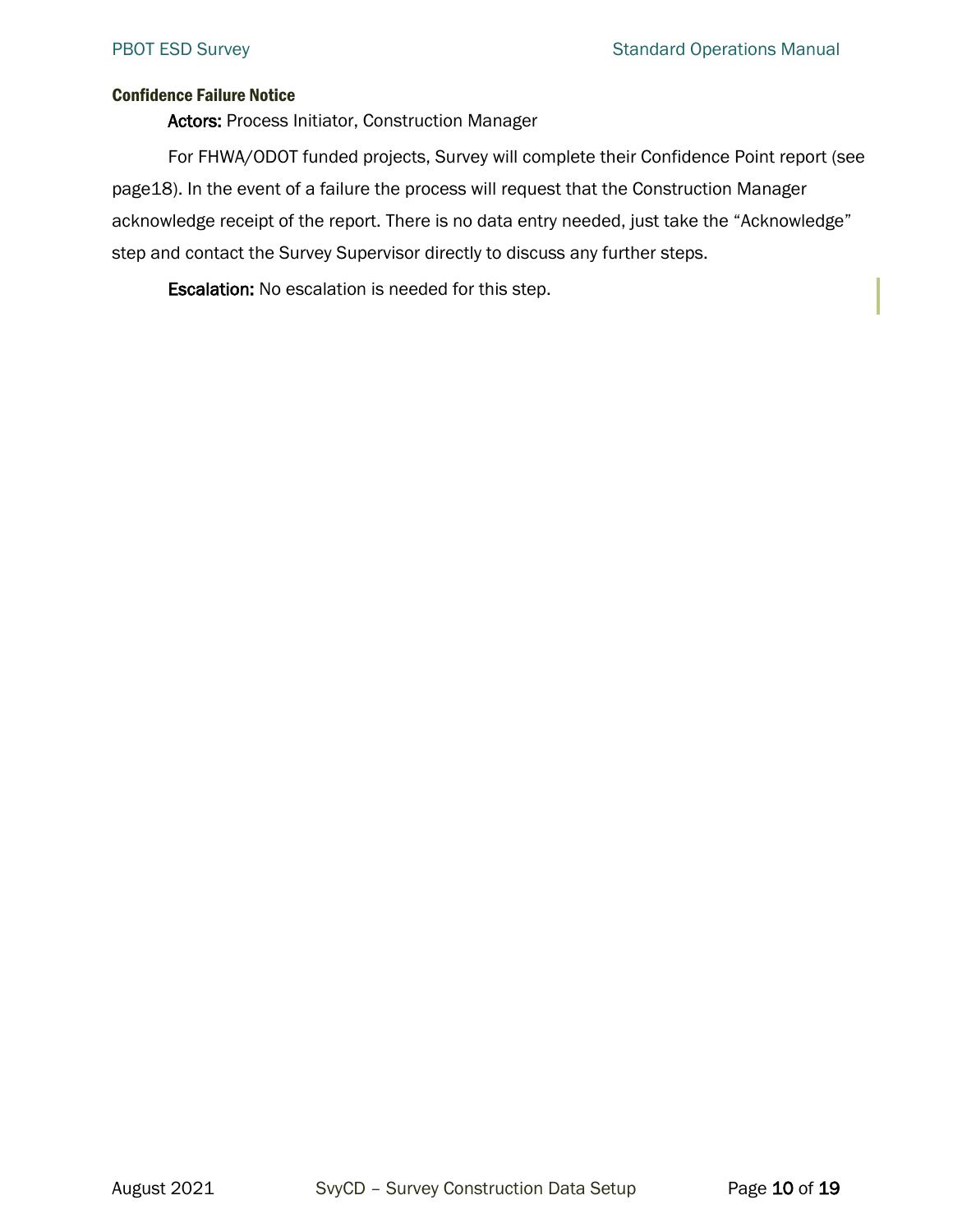### Confidence Failure Notice

**Actors:** Process Initiator, Construction Manager

For FHWA/ODOT funded projects, Survey will complete their Confidence Point report (see page18). In the event of a failure the process will request that the Construction Manager acknowledge receipt of the report. There is no data entry needed, just take the “Acknowledge” step and contact the Survey Supervisor directly to discuss any further steps.

**Escalation:** No escalation is needed for this step.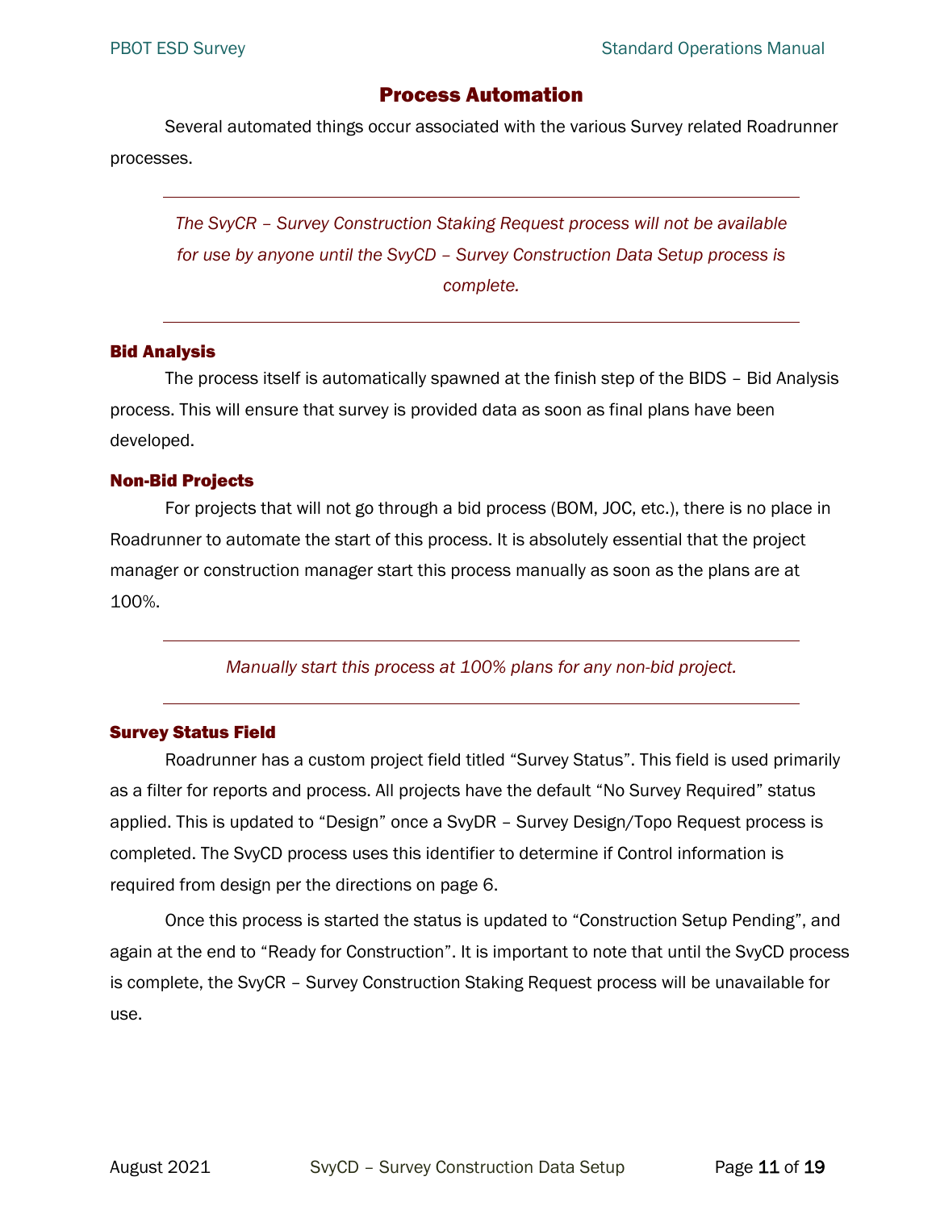# Process Automation

Several automated things occur associated with the various Survey related Roadrunner processes.

---

*The SvyCR – Survey Construction Staking Request process will not be available for use by anyone until the SvyCD – Survey Construction Data Setup process is complete.*

---

### Bid Analysis

The process itself is automatically spawned at the finish step of the BIDS – Bid Analysis process. This will ensure that survey is provided data as soon as final plans have been developed.

### Non-Bid Projects

For projects that will not go through a bid process (BOM, JOC, etc.), there is no place in Roadrunner to automate the start of this process. It is absolutely essential that the project manager or construction manager start this process manually as soon as the plans are at 100%.

---

*Manually start this process at 100% plans for any non-bid project.*

---

### Survey Status Field

Roadrunner has a custom project field titled "Survey Status". This field is used primarily as a filter for reports and process. All projects have the default "No Survey Required" status applied. This is updated to "Design" once a SvyDR – Survey Design/Topo Request process is completed. The SvyCD process uses this identifier to determine if Control information is required from design per the directions on page 6.

Once this process is started the status is updated to "Construction Setup Pending", and again at the end to "Ready for Construction". It is important to note that until the SvyCD process is complete, the SvyCR – Survey Construction Staking Request process will be unavailable for use.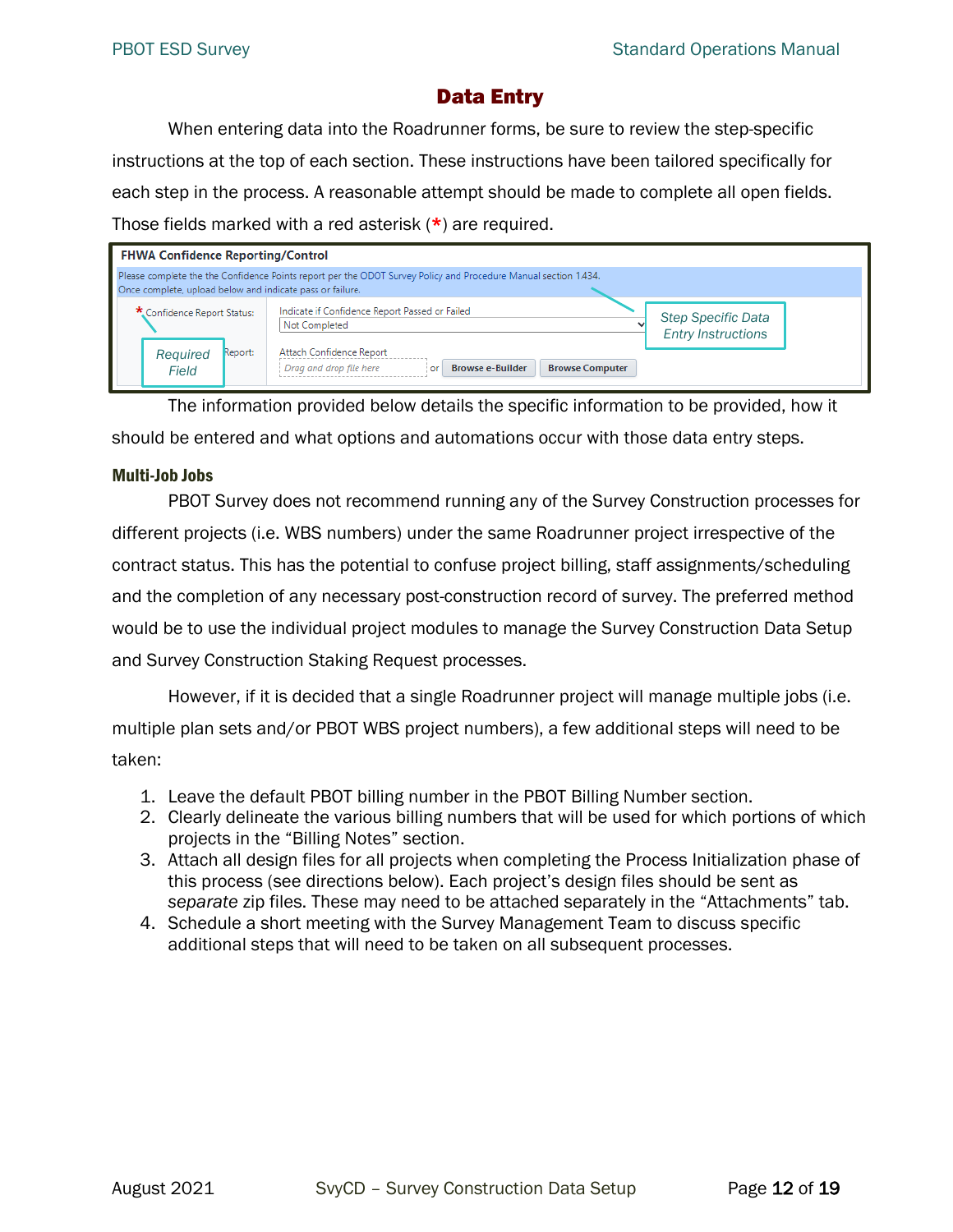## Data Entry

When entering data into the Roadrunner forms, be sure to review the step-specific instructions at the top of each section. These instructions have been tailored specifically for each step in the process. A reasonable attempt should be made to complete all open fields. Those fields marked with a red asterisk (*) are required.

The information provided below details the specific information to be provided, how it should be entered and what options and automations occur with those data entry steps.

### Multi-Job Jobs

PBOT Survey does not recommend running any of the Survey Construction processes for different projects (i.e. WBS numbers) under the same Roadrunner project irrespective of the contract status. This has the potential to confuse project billing, staff assignments/scheduling and the completion of any necessary post-construction record of survey. The preferred method would be to use the individual project modules to manage the Survey Construction Data Setup and Survey Construction Staking Request processes.

However, if it is decided that a single Roadrunner project will manage multiple jobs (i.e. multiple plan sets and/or PBOT WBS project numbers), a few additional steps will need to be taken:

1. Leave the default PBOT billing number in the PBOT Billing Number section.
2. Clearly delineate the various billing numbers that will be used for which portions of which projects in the "Billing Notes" section.
3. Attach all design files for all projects when completing the Process Initialization phase of this process (see directions below). Each project's design files should be sent as *separate* zip files. These may need to be attached separately in the "Attachments" tab.
4. Schedule a short meeting with the Survey Management Team to discuss specific additional steps that will need to be taken on all subsequent processes.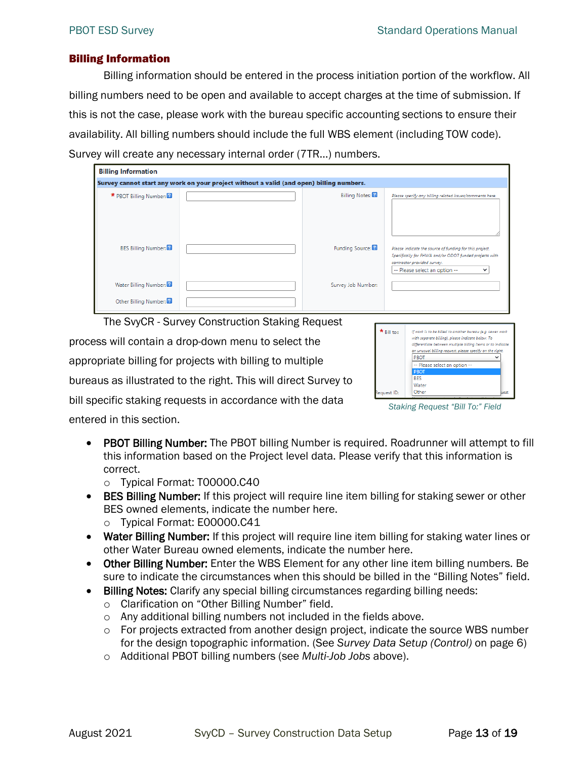## Billing Information

Billing information should be entered in the process initiation portion of the workflow. All billing numbers need to be open and available to accept charges at the time of submission. If this is not the case, please work with the bureau specific accounting sections to ensure their availability. All billing numbers should include the full WBS element (including TOW code). Survey will create any necessary internal order (7TR…) numbers.

The SvyCR - Survey Construction Staking Request process will contain a drop-down menu to select the appropriate billing for projects with billing to multiple bureaus as illustrated to the right. This will direct Survey to bill specific staking requests in accordance with the data entered in this section.

*Staking Request "Bill To:" Field*

- **PBOT Billing Number:** The PBOT billing Number is required. Roadrunner will attempt to fill this information based on the Project level data. Please verify that this information is correct.
  - Typical Format: T00000.C40
- **BES Billing Number:** If this project will require line item billing for staking sewer or other BES owned elements, indicate the number here.
  - Typical Format: E00000.C41
- **Water Billing Number:** If this project will require line item billing for staking water lines or other Water Bureau owned elements, indicate the number here.
- **Other Billing Number:** Enter the WBS Element for any other line item billing numbers. Be sure to indicate the circumstances when this should be billed in the "Billing Notes" field.
- **Billing Notes:** Clarify any special billing circumstances regarding billing needs:
  - Clarification on "Other Billing Number" field.
  - Any additional billing numbers not included in the fields above.
  - For projects extracted from another design project, indicate the source WBS number for the design topographic information. (See *Survey Data Setup (Control)* on page 6)
  - Additional PBOT billing numbers (see *Multi-Job Jobs* above).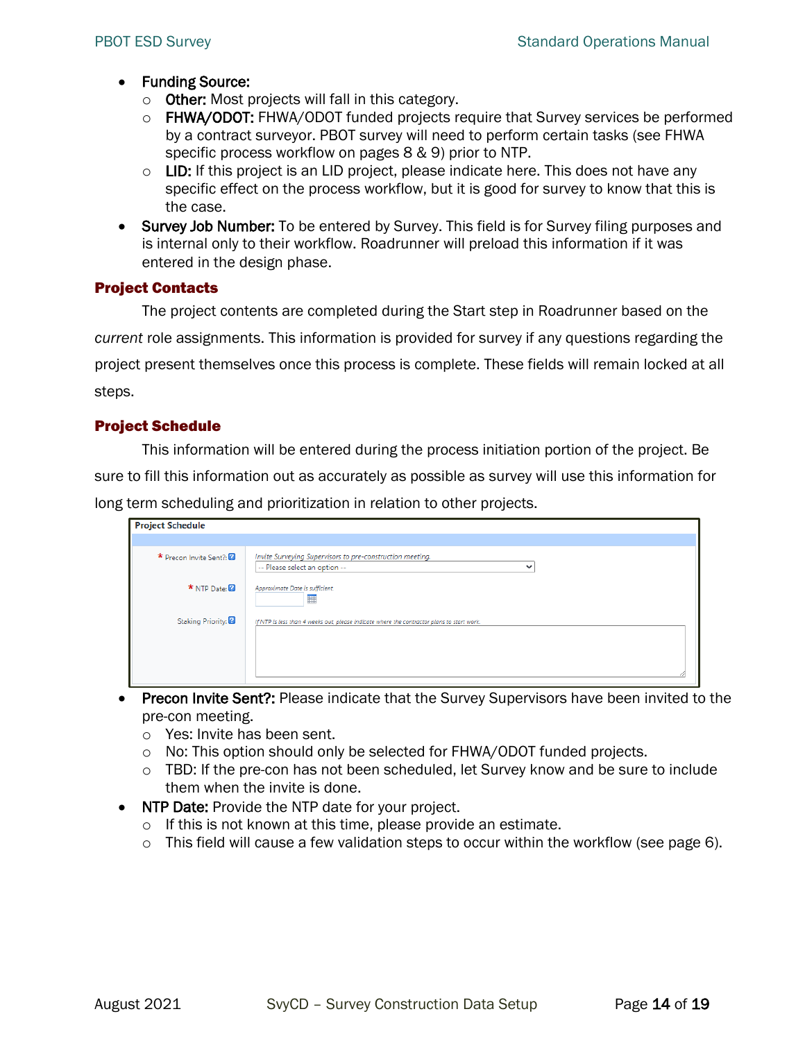- **Funding Source:**
  - **Other:** Most projects will fall in this category.
  - **FHWA/ODOT:** FHWA/ODOT funded projects require that Survey services be performed by a contract surveyor. PBOT survey will need to perform certain tasks (see FHWA specific process workflow on pages 8 & 9) prior to NTP.
  - **LID:** If this project is an LID project, please indicate here. This does not have any specific effect on the process workflow, but it is good for survey to know that this is the case.
- **Survey Job Number:** To be entered by Survey. This field is for Survey filing purposes and is internal only to their workflow. Roadrunner will preload this information if it was entered in the design phase.

## Project Contacts

The project contents are completed during the Start step in Roadrunner based on the *current* role assignments. This information is provided for survey if any questions regarding the project present themselves once this process is complete. These fields will remain locked at all steps.

## Project Schedule

This information will be entered during the process initiation portion of the project. Be sure to fill this information out as accurately as possible as survey will use this information for long term scheduling and prioritization in relation to other projects.

| Project Schedule | |
|---|---|
| * Precon Invite Sent? | *Invite Surveying Supervisors to pre-construction meeting.* -- Please select an option -- |
| * NTP Date: | *Approximate Date is sufficient* |
| Staking Priority: | *If NTP is less than 4 weeks out please indicate where the contractor plans to start work.* |

- **Precon Invite Sent?:** Please indicate that the Survey Supervisors have been invited to the pre-con meeting.
  - Yes: Invite has been sent.
  - No: This option should only be selected for FHWA/ODOT funded projects.
  - TBD: If the pre-con has not been scheduled, let Survey know and be sure to include them when the invite is done.
- **NTP Date:** Provide the NTP date for your project.
  - If this is not known at this time, please provide an estimate.
  - This field will cause a few validation steps to occur within the workflow (see page 6).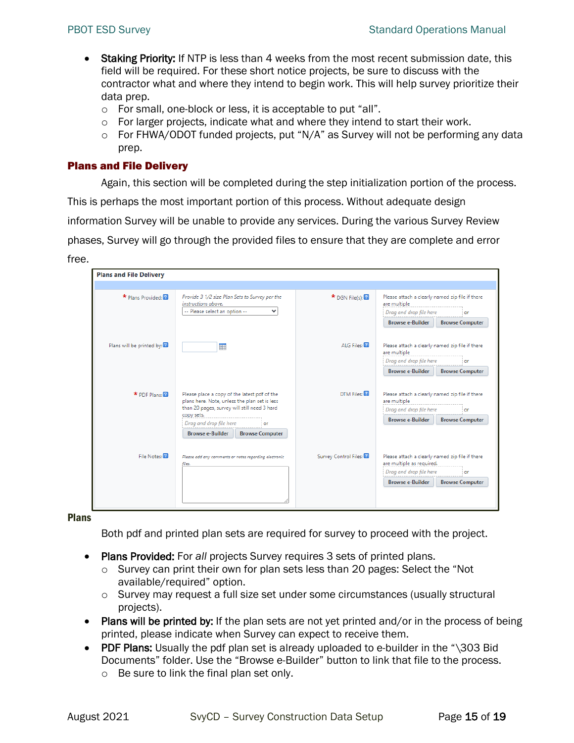- **Staking Priority:** If NTP is less than 4 weeks from the most recent submission date, this field will be required. For these short notice projects, be sure to discuss with the contractor what and where they intend to begin work. This will help survey prioritize their data prep.
  - For small, one-block or less, it is acceptable to put "all".
  - For larger projects, indicate what and where they intend to start their work.
  - For FHWA/ODOT funded projects, put "N/A" as Survey will not be performing any data prep.

## Plans and File Delivery

Again, this section will be completed during the step initialization portion of the process. This is perhaps the most important portion of this process. Without adequate design information Survey will be unable to provide any services. During the various Survey Review phases, Survey will go through the provided files to ensure that they are complete and error free.

| Plans and File Delivery | | | |
|---|---|---|---|
| * Plans Provided: | *Provide 3 1/2 size Plan Sets to Survey per the instructions above.* -- Please select an option -- | * DGN File(s): | Please attach a clearly named zip file if there are multiple. *Drag and drop file here* or Browse e-Builder / Browse Computer |
| Plans will be printed by: | | ALG Files: | Please attach a clearly named zip file if there are multiple. *Drag and drop file here* or Browse e-Builder / Browse Computer |
| * PDF Plans: | Please place a copy of the latest pdf of the plans here. Note, unless the plan set is less than 20 pages, survey will still need 3 hard copy sets. *Drag and drop file here* or Browse e-Builder / Browse Computer | DTM Files: | Please attach a clearly named zip file if there are multiple. *Drag and drop file here* or Browse e-Builder / Browse Computer |
| File Notes: | *Please add any comments or notes regarding electronic files.* | Survey Control Files: | Please attach a clearly named zip file if there are multiple as required. *Drag and drop file here* or Browse e-Builder / Browse Computer |

### Plans

Both pdf and printed plan sets are required for survey to proceed with the project.

- **Plans Provided:** For *all* projects Survey requires 3 sets of printed plans.
  - Survey can print their own for plan sets less than 20 pages: Select the "Not available/required" option.
  - Survey may request a full size set under some circumstances (usually structural projects).
- **Plans will be printed by:** If the plan sets are not yet printed and/or in the process of being printed, please indicate when Survey can expect to receive them.
- **PDF Plans:** Usually the pdf plan set is already uploaded to e-builder in the "\303 Bid Documents" folder. Use the "Browse e-Builder" button to link that file to the process.
  - Be sure to link the final plan set only.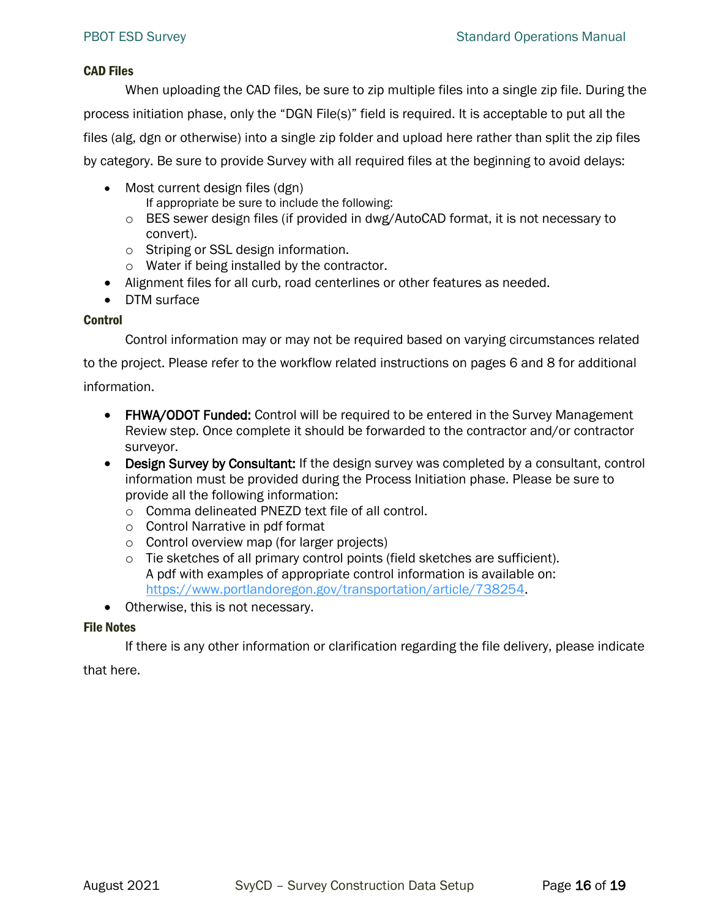### CAD Files

When uploading the CAD files, be sure to zip multiple files into a single zip file. During the process initiation phase, only the "DGN File(s)" field is required. It is acceptable to put all the files (alg, dgn or otherwise) into a single zip folder and upload here rather than split the zip files by category. Be sure to provide Survey with all required files at the beginning to avoid delays:

- Most current design files (dgn)
  If appropriate be sure to include the following:
  - BES sewer design files (if provided in dwg/AutoCAD format, it is not necessary to convert).
  - Striping or SSL design information.
  - Water if being installed by the contractor.
- Alignment files for all curb, road centerlines or other features as needed.
- DTM surface

### Control

Control information may or may not be required based on varying circumstances related to the project. Please refer to the workflow related instructions on pages 6 and 8 for additional information.

- **FHWA/ODOT Funded:** Control will be required to be entered in the Survey Management Review step. Once complete it should be forwarded to the contractor and/or contractor surveyor.
- **Design Survey by Consultant:** If the design survey was completed by a consultant, control information must be provided during the Process Initiation phase. Please be sure to provide all the following information:
  - Comma delineated PNEZD text file of all control.
  - Control Narrative in pdf format
  - Control overview map (for larger projects)
  - Tie sketches of all primary control points (field sketches are sufficient).
    A pdf with examples of appropriate control information is available on: [https://www.portlandoregon.gov/transportation/article/738254](https://www.portlandoregon.gov/transportation/article/738254).
- Otherwise, this is not necessary.

### File Notes

If there is any other information or clarification regarding the file delivery, please indicate that here.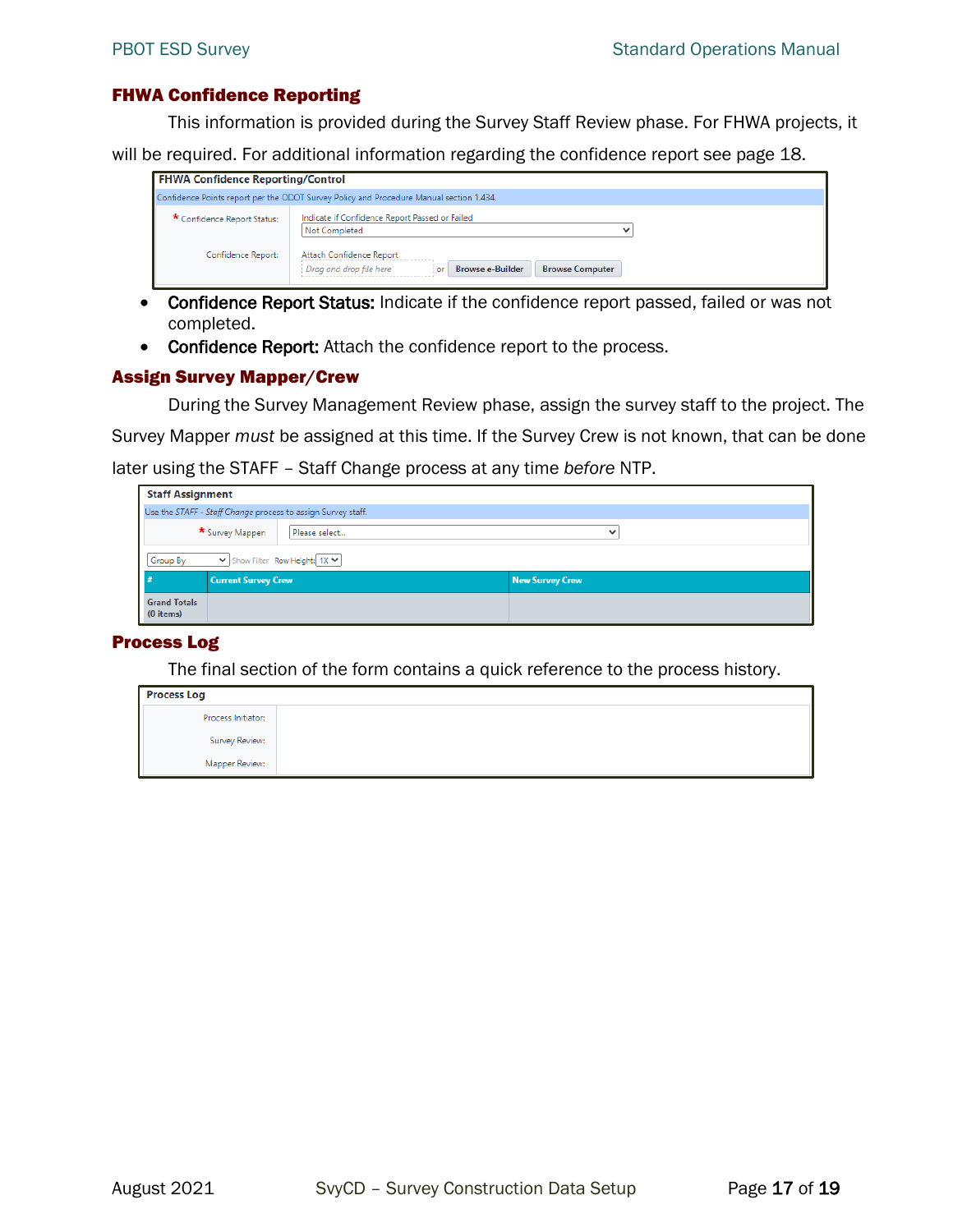## FHWA Confidence Reporting

This information is provided during the Survey Staff Review phase. For FHWA projects, it will be required. For additional information regarding the confidence report see page 18.

**FHWA Confidence Reporting/Control**

Confidence Points report per the ODOT Survey Policy and Procedure Manual section 1.434.

| | |
|---|---|
| * Confidence Report Status: | Indicate if Confidence Report Passed or Failed<br>Not Completed |
| Confidence Report: | Attach Confidence Report<br>Drag and drop file here or Browse e-Builder Browse Computer |

- **Confidence Report Status:** Indicate if the confidence report passed, failed or was not completed.
- **Confidence Report:** Attach the confidence report to the process.

## Assign Survey Mapper/Crew

During the Survey Management Review phase, assign the survey staff to the project. The Survey Mapper *must* be assigned at this time. If the Survey Crew is not known, that can be done later using the STAFF – Staff Change process at any time *before* NTP.

**Staff Assignment**

Use the *STAFF - Staff Change* process to assign Survey staff.

* Survey Mapper: Please select...

Group By | Show Filter | Row Height: 1X

| # | Current Survey Crew | New Survey Crew |
|---|---|---|
| Grand Totals (0 items) | | |

## Process Log

The final section of the form contains a quick reference to the process history.

**Process Log**

| | |
|---|---|
| Process Initiator: | |
| Survey Review: | |
| Mapper Review: | |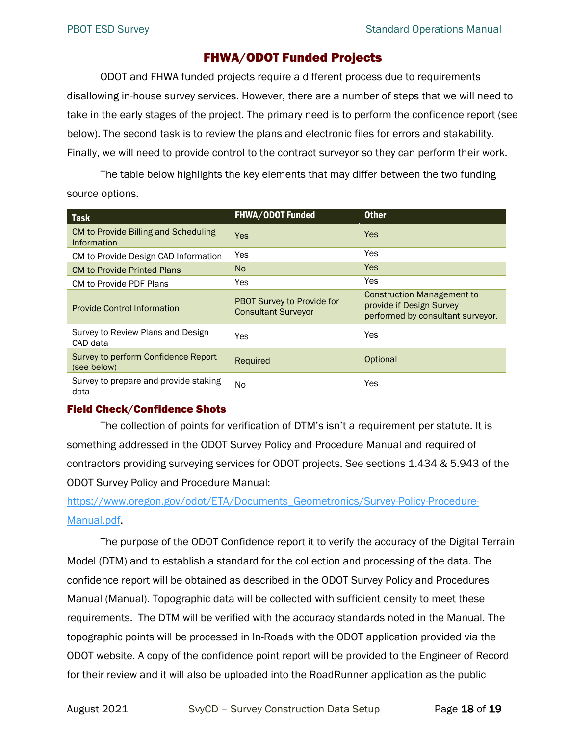## FHWA/ODOT Funded Projects

ODOT and FHWA funded projects require a different process due to requirements disallowing in-house survey services. However, there are a number of steps that we will need to take in the early stages of the project. The primary need is to perform the confidence report (see below). The second task is to review the plans and electronic files for errors and stakability. Finally, we will need to provide control to the contract surveyor so they can perform their work.

The table below highlights the key elements that may differ between the two funding source options.

| Task | FHWA/ODOT Funded | Other |
|---|---|---|
| CM to Provide Billing and Scheduling Information | Yes | Yes |
| CM to Provide Design CAD Information | Yes | Yes |
| CM to Provide Printed Plans | No | Yes |
| CM to Provide PDF Plans | Yes | Yes |
| Provide Control Information | PBOT Survey to Provide for Consultant Surveyor | Construction Management to provide if Design Survey performed by consultant surveyor. |
| Survey to Review Plans and Design CAD data | Yes | Yes |
| Survey to perform Confidence Report (see below) | Required | Optional |
| Survey to prepare and provide staking data | No | Yes |

### Field Check/Confidence Shots

The collection of points for verification of DTM's isn't a requirement per statute. It is something addressed in the ODOT Survey Policy and Procedure Manual and required of contractors providing surveying services for ODOT projects. See sections 1.434 & 5.943 of the ODOT Survey Policy and Procedure Manual:

[https://www.oregon.gov/odot/ETA/Documents_Geometronics/Survey-Policy-Procedure-Manual.pdf](https://www.oregon.gov/odot/ETA/Documents_Geometronics/Survey-Policy-Procedure-Manual.pdf).

The purpose of the ODOT Confidence report it to verify the accuracy of the Digital Terrain Model (DTM) and to establish a standard for the collection and processing of the data. The confidence report will be obtained as described in the ODOT Survey Policy and Procedures Manual (Manual). Topographic data will be collected with sufficient density to meet these requirements. The DTM will be verified with the accuracy standards noted in the Manual. The topographic points will be processed in In-Roads with the ODOT application provided via the ODOT website. A copy of the confidence point report will be provided to the Engineer of Record for their review and it will also be uploaded into the RoadRunner application as the public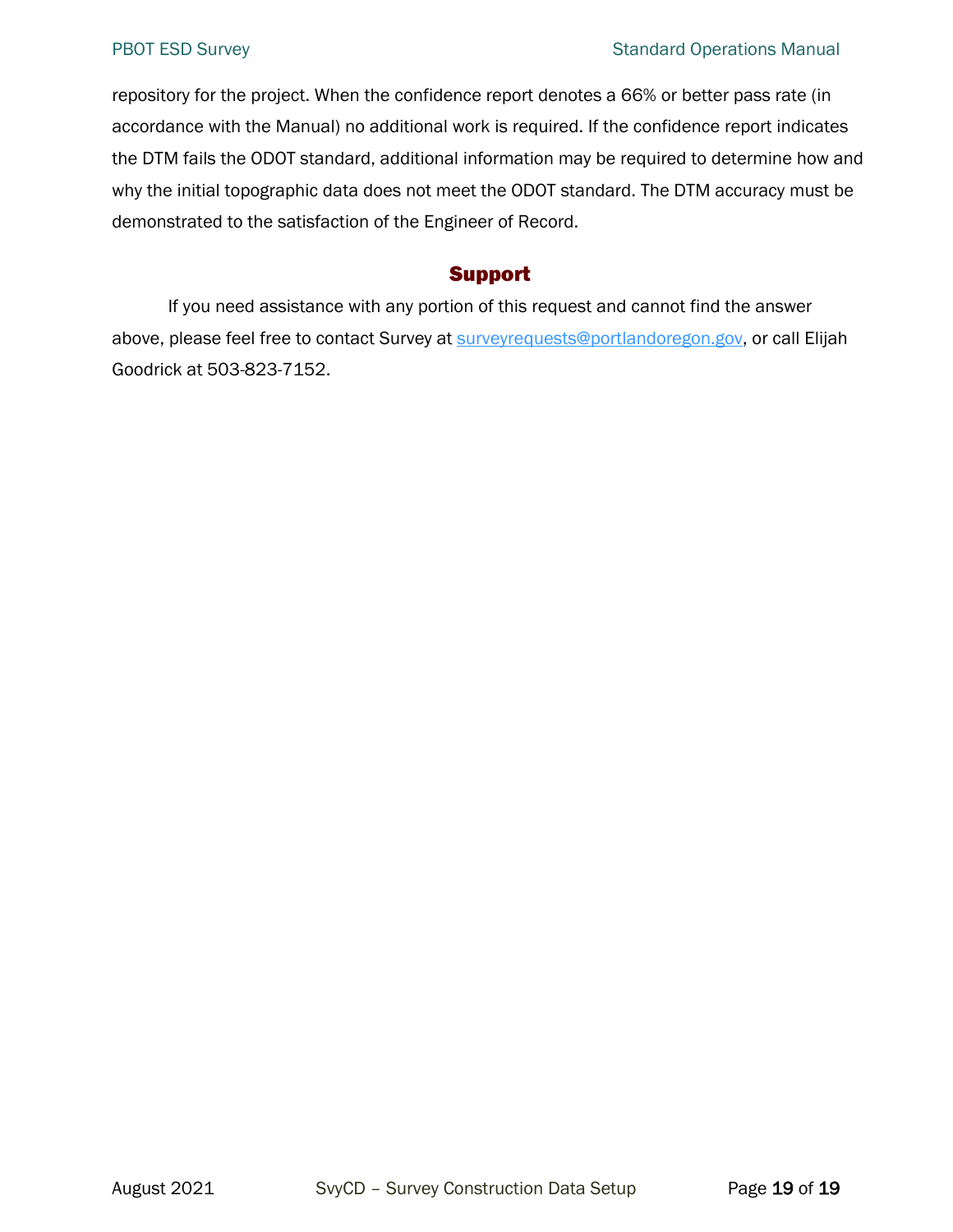repository for the project. When the confidence report denotes a 66% or better pass rate (in accordance with the Manual) no additional work is required. If the confidence report indicates the DTM fails the ODOT standard, additional information may be required to determine how and why the initial topographic data does not meet the ODOT standard. The DTM accuracy must be demonstrated to the satisfaction of the Engineer of Record.

## Support

If you need assistance with any portion of this request and cannot find the answer above, please feel free to contact Survey at [surveyrequests@portlandoregon.gov](mailto:surveyrequests@portlandoregon.gov), or call Elijah Goodrick at 503-823-7152.